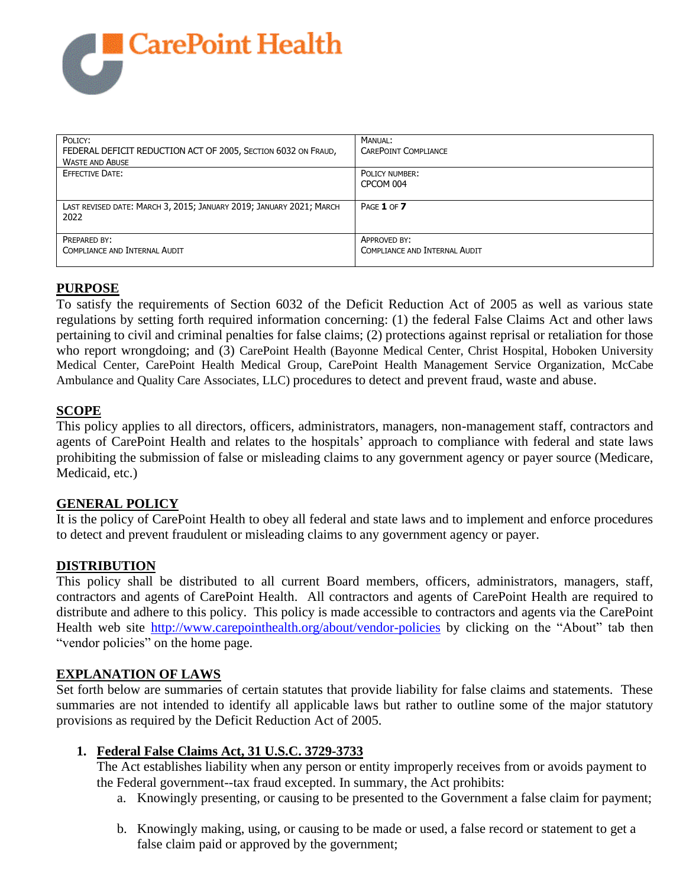CarePoint Health

| POLICY:<br>FEDERAL DEFICIT REDUCTION ACT OF 2005, SECTION 6032 ON FRAUD, WASTE AND ABUSE | MANUAL:<br>CAREPOINT COMPLIANCE |
|---|---|
| EFFECTIVE DATE: | POLICY NUMBER:<br>CPCOM 004 |
| LAST REVISED DATE: MARCH 3, 2015; JANUARY 2019; JANUARY 2021; MARCH 2022 | PAGE 1 OF 7 |
| PREPARED BY:<br>COMPLIANCE AND INTERNAL AUDIT | APPROVED BY:<br>COMPLIANCE AND INTERNAL AUDIT |

## PURPOSE

To satisfy the requirements of Section 6032 of the Deficit Reduction Act of 2005 as well as various state regulations by setting forth required information concerning: (1) the federal False Claims Act and other laws pertaining to civil and criminal penalties for false claims; (2) protections against reprisal or retaliation for those who report wrongdoing; and (3) CarePoint Health (Bayonne Medical Center, Christ Hospital, Hoboken University Medical Center, CarePoint Health Medical Group, CarePoint Health Management Service Organization, McCabe Ambulance and Quality Care Associates, LLC) procedures to detect and prevent fraud, waste and abuse.

## SCOPE

This policy applies to all directors, officers, administrators, managers, non-management staff, contractors and agents of CarePoint Health and relates to the hospitals' approach to compliance with federal and state laws prohibiting the submission of false or misleading claims to any government agency or payer source (Medicare, Medicaid, etc.)

## GENERAL POLICY

It is the policy of CarePoint Health to obey all federal and state laws and to implement and enforce procedures to detect and prevent fraudulent or misleading claims to any government agency or payer.

## DISTRIBUTION

This policy shall be distributed to all current Board members, officers, administrators, managers, staff, contractors and agents of CarePoint Health. All contractors and agents of CarePoint Health are required to distribute and adhere to this policy. This policy is made accessible to contractors and agents via the CarePoint Health web site http://www.carepointhealth.org/about/vendor-policies by clicking on the "About" tab then "vendor policies" on the home page.

## EXPLANATION OF LAWS

Set forth below are summaries of certain statutes that provide liability for false claims and statements. These summaries are not intended to identify all applicable laws but rather to outline some of the major statutory provisions as required by the Deficit Reduction Act of 2005.

1. **Federal False Claims Act, 31 U.S.C. 3729-3733**

   The Act establishes liability when any person or entity improperly receives from or avoids payment to the Federal government--tax fraud excepted. In summary, the Act prohibits:

   a. Knowingly presenting, or causing to be presented to the Government a false claim for payment;

   b. Knowingly making, using, or causing to be made or used, a false record or statement to get a false claim paid or approved by the government;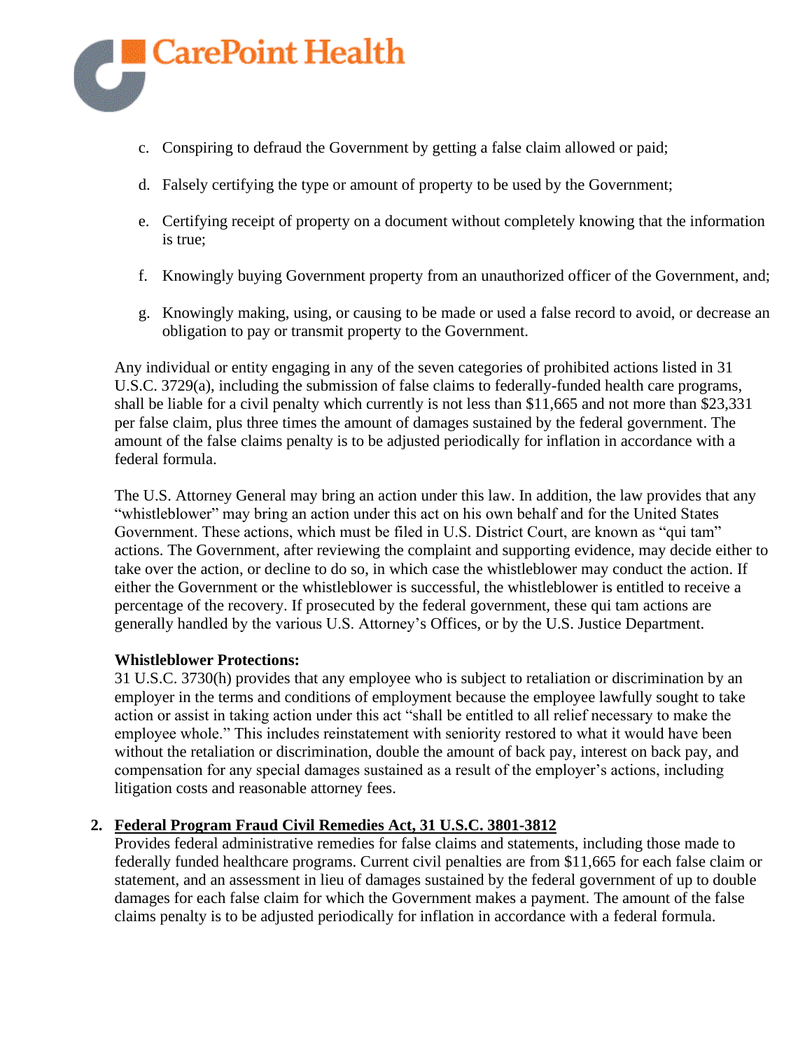c. Conspiring to defraud the Government by getting a false claim allowed or paid;

d. Falsely certifying the type or amount of property to be used by the Government;

e. Certifying receipt of property on a document without completely knowing that the information is true;

f. Knowingly buying Government property from an unauthorized officer of the Government, and;

g. Knowingly making, using, or causing to be made or used a false record to avoid, or decrease an obligation to pay or transmit property to the Government.

Any individual or entity engaging in any of the seven categories of prohibited actions listed in 31 U.S.C. 3729(a), including the submission of false claims to federally-funded health care programs, shall be liable for a civil penalty which currently is not less than $11,665 and not more than $23,331 per false claim, plus three times the amount of damages sustained by the federal government. The amount of the false claims penalty is to be adjusted periodically for inflation in accordance with a federal formula.

The U.S. Attorney General may bring an action under this law. In addition, the law provides that any "whistleblower" may bring an action under this act on his own behalf and for the United States Government. These actions, which must be filed in U.S. District Court, are known as "qui tam" actions. The Government, after reviewing the complaint and supporting evidence, may decide either to take over the action, or decline to do so, in which case the whistleblower may conduct the action. If either the Government or the whistleblower is successful, the whistleblower is entitled to receive a percentage of the recovery. If prosecuted by the federal government, these qui tam actions are generally handled by the various U.S. Attorney's Offices, or by the U.S. Justice Department.

**Whistleblower Protections:**
31 U.S.C. 3730(h) provides that any employee who is subject to retaliation or discrimination by an employer in the terms and conditions of employment because the employee lawfully sought to take action or assist in taking action under this act "shall be entitled to all relief necessary to make the employee whole." This includes reinstatement with seniority restored to what it would have been without the retaliation or discrimination, double the amount of back pay, interest on back pay, and compensation for any special damages sustained as a result of the employer's actions, including litigation costs and reasonable attorney fees.

2. **Federal Program Fraud Civil Remedies Act, 31 U.S.C. 3801-3812**
   Provides federal administrative remedies for false claims and statements, including those made to federally funded healthcare programs. Current civil penalties are from $11,665 for each false claim or statement, and an assessment in lieu of damages sustained by the federal government of up to double damages for each false claim for which the Government makes a payment. The amount of the false claims penalty is to be adjusted periodically for inflation in accordance with a federal formula.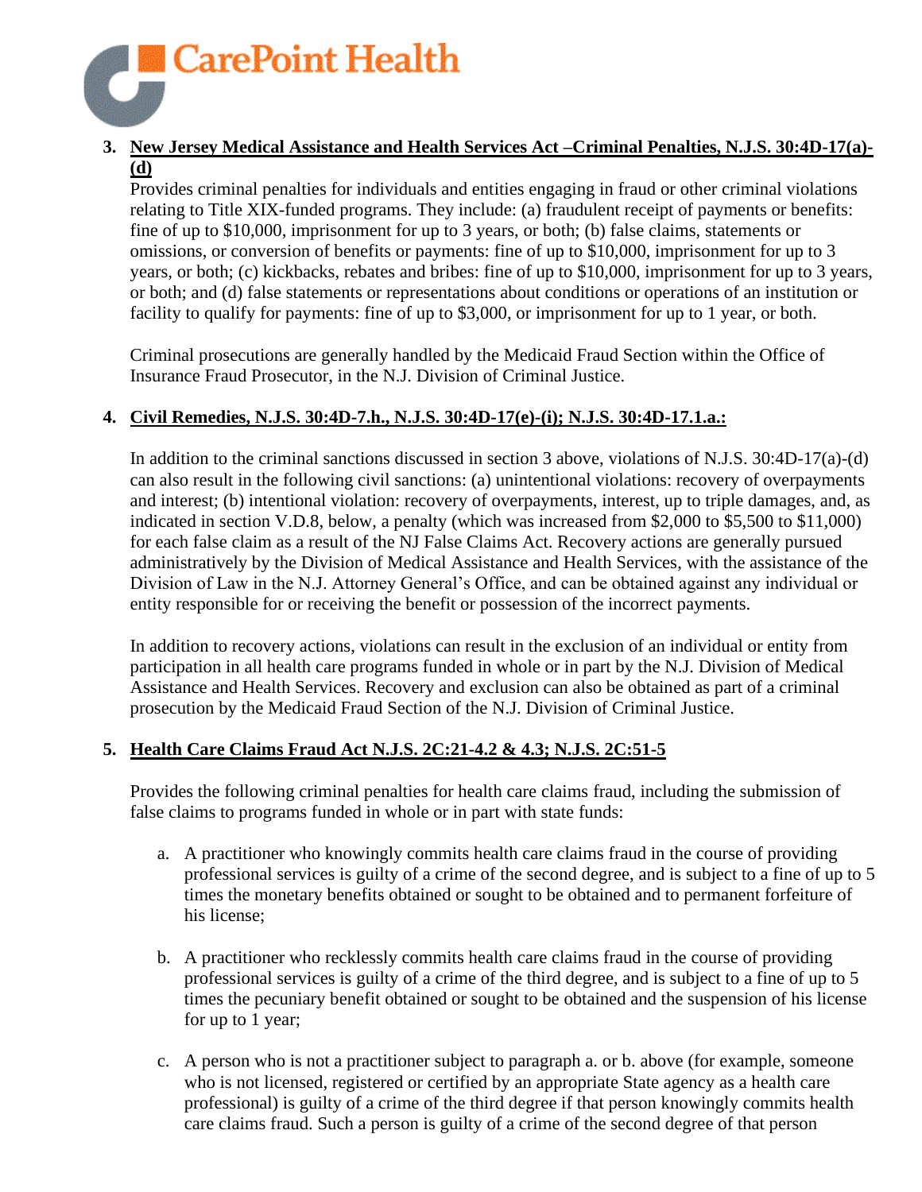3. **New Jersey Medical Assistance and Health Services Act –Criminal Penalties, N.J.S. 30:4D-17(a)-(d)**

   Provides criminal penalties for individuals and entities engaging in fraud or other criminal violations relating to Title XIX-funded programs. They include: (a) fraudulent receipt of payments or benefits: fine of up to $10,000, imprisonment for up to 3 years, or both; (b) false claims, statements or omissions, or conversion of benefits or payments: fine of up to $10,000, imprisonment for up to 3 years, or both; (c) kickbacks, rebates and bribes: fine of up to $10,000, imprisonment for up to 3 years, or both; and (d) false statements or representations about conditions or operations of an institution or facility to qualify for payments: fine of up to $3,000, or imprisonment for up to 1 year, or both.

   Criminal prosecutions are generally handled by the Medicaid Fraud Section within the Office of Insurance Fraud Prosecutor, in the N.J. Division of Criminal Justice.

4. **Civil Remedies, N.J.S. 30:4D-7.h., N.J.S. 30:4D-17(e)-(i); N.J.S. 30:4D-17.1.a.:**

   In addition to the criminal sanctions discussed in section 3 above, violations of N.J.S. 30:4D-17(a)-(d) can also result in the following civil sanctions: (a) unintentional violations: recovery of overpayments and interest; (b) intentional violation: recovery of overpayments, interest, up to triple damages, and, as indicated in section V.D.8, below, a penalty (which was increased from $2,000 to $5,500 to $11,000) for each false claim as a result of the NJ False Claims Act. Recovery actions are generally pursued administratively by the Division of Medical Assistance and Health Services, with the assistance of the Division of Law in the N.J. Attorney General's Office, and can be obtained against any individual or entity responsible for or receiving the benefit or possession of the incorrect payments.

   In addition to recovery actions, violations can result in the exclusion of an individual or entity from participation in all health care programs funded in whole or in part by the N.J. Division of Medical Assistance and Health Services. Recovery and exclusion can also be obtained as part of a criminal prosecution by the Medicaid Fraud Section of the N.J. Division of Criminal Justice.

5. **Health Care Claims Fraud Act N.J.S. 2C:21-4.2 & 4.3; N.J.S. 2C:51-5**

   Provides the following criminal penalties for health care claims fraud, including the submission of false claims to programs funded in whole or in part with state funds:

   a. A practitioner who knowingly commits health care claims fraud in the course of providing professional services is guilty of a crime of the second degree, and is subject to a fine of up to 5 times the monetary benefits obtained or sought to be obtained and to permanent forfeiture of his license;

   b. A practitioner who recklessly commits health care claims fraud in the course of providing professional services is guilty of a crime of the third degree, and is subject to a fine of up to 5 times the pecuniary benefit obtained or sought to be obtained and the suspension of his license for up to 1 year;

   c. A person who is not a practitioner subject to paragraph a. or b. above (for example, someone who is not licensed, registered or certified by an appropriate State agency as a health care professional) is guilty of a crime of the third degree if that person knowingly commits health care claims fraud. Such a person is guilty of a crime of the second degree of that person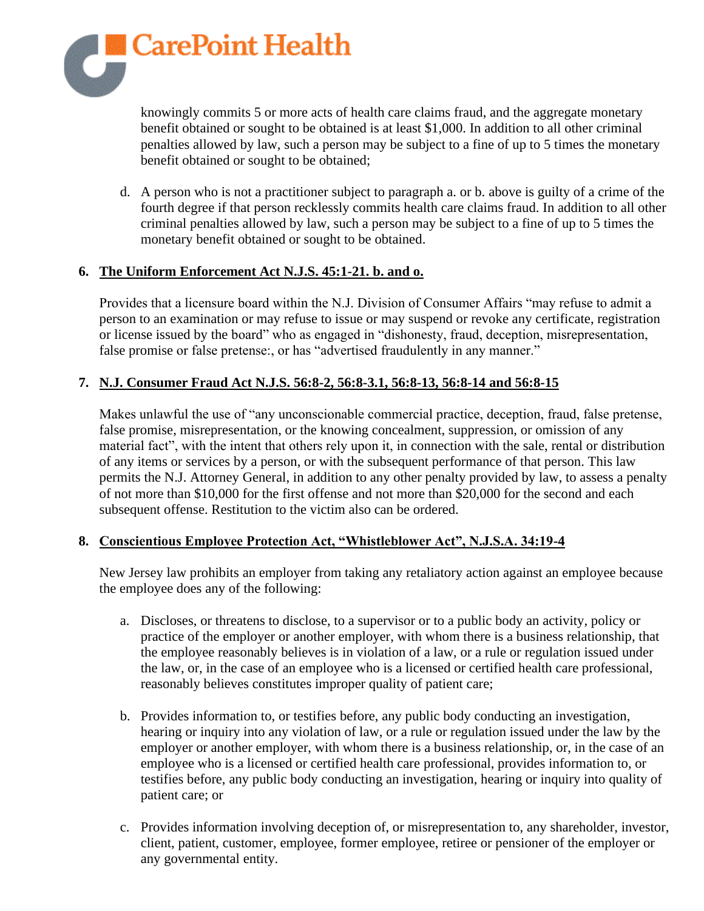knowingly commits 5 or more acts of health care claims fraud, and the aggregate monetary benefit obtained or sought to be obtained is at least $1,000. In addition to all other criminal penalties allowed by law, such a person may be subject to a fine of up to 5 times the monetary benefit obtained or sought to be obtained;

d. A person who is not a practitioner subject to paragraph a. or b. above is guilty of a crime of the fourth degree if that person recklessly commits health care claims fraud. In addition to all other criminal penalties allowed by law, such a person may be subject to a fine of up to 5 times the monetary benefit obtained or sought to be obtained.

**6. <u>The Uniform Enforcement Act N.J.S. 45:1-21. b. and o.</u>**

Provides that a licensure board within the N.J. Division of Consumer Affairs "may refuse to admit a person to an examination or may refuse to issue or may suspend or revoke any certificate, registration or license issued by the board" who as engaged in "dishonesty, fraud, deception, misrepresentation, false promise or false pretense:, or has "advertised fraudulently in any manner."

**7. <u>N.J. Consumer Fraud Act N.J.S. 56:8-2, 56:8-3.1, 56:8-13, 56:8-14 and 56:8-15</u>**

Makes unlawful the use of "any unconscionable commercial practice, deception, fraud, false pretense, false promise, misrepresentation, or the knowing concealment, suppression, or omission of any material fact", with the intent that others rely upon it, in connection with the sale, rental or distribution of any items or services by a person, or with the subsequent performance of that person. This law permits the N.J. Attorney General, in addition to any other penalty provided by law, to assess a penalty of not more than $10,000 for the first offense and not more than $20,000 for the second and each subsequent offense. Restitution to the victim also can be ordered.

**8. <u>Conscientious Employee Protection Act, "Whistleblower Act", N.J.S.A. 34:19-4</u>**

New Jersey law prohibits an employer from taking any retaliatory action against an employee because the employee does any of the following:

a. Discloses, or threatens to disclose, to a supervisor or to a public body an activity, policy or practice of the employer or another employer, with whom there is a business relationship, that the employee reasonably believes is in violation of a law, or a rule or regulation issued under the law, or, in the case of an employee who is a licensed or certified health care professional, reasonably believes constitutes improper quality of patient care;

b. Provides information to, or testifies before, any public body conducting an investigation, hearing or inquiry into any violation of law, or a rule or regulation issued under the law by the employer or another employer, with whom there is a business relationship, or, in the case of an employee who is a licensed or certified health care professional, provides information to, or testifies before, any public body conducting an investigation, hearing or inquiry into quality of patient care; or

c. Provides information involving deception of, or misrepresentation to, any shareholder, investor, client, patient, customer, employee, former employee, retiree or pensioner of the employer or any governmental entity.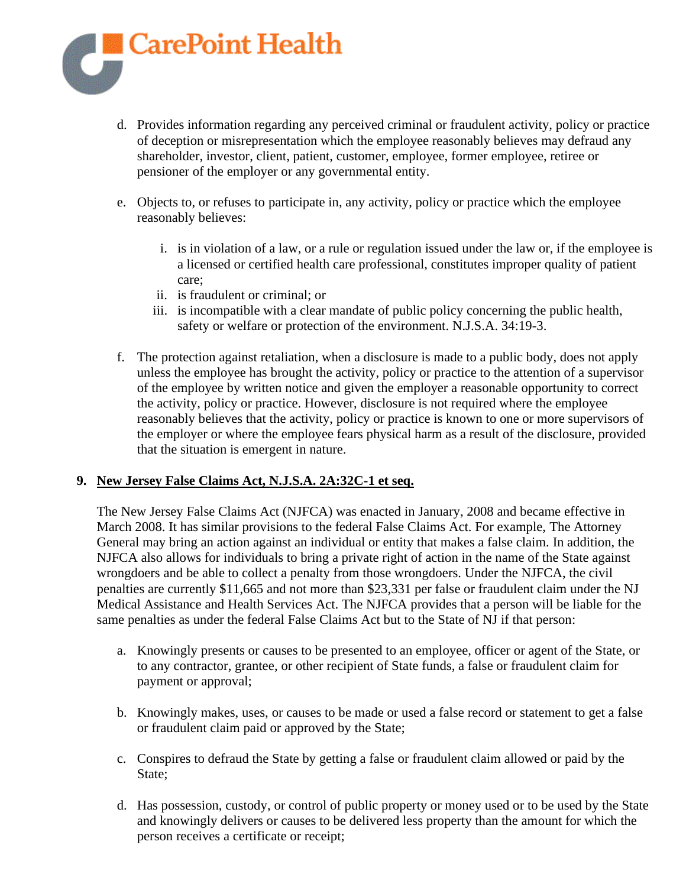d. Provides information regarding any perceived criminal or fraudulent activity, policy or practice of deception or misrepresentation which the employee reasonably believes may defraud any shareholder, investor, client, patient, customer, employee, former employee, retiree or pensioner of the employer or any governmental entity.

e. Objects to, or refuses to participate in, any activity, policy or practice which the employee reasonably believes:

   i. is in violation of a law, or a rule or regulation issued under the law or, if the employee is a licensed or certified health care professional, constitutes improper quality of patient care;
   ii. is fraudulent or criminal; or
   iii. is incompatible with a clear mandate of public policy concerning the public health, safety or welfare or protection of the environment. N.J.S.A. 34:19-3.

f. The protection against retaliation, when a disclosure is made to a public body, does not apply unless the employee has brought the activity, policy or practice to the attention of a supervisor of the employee by written notice and given the employer a reasonable opportunity to correct the activity, policy or practice. However, disclosure is not required where the employee reasonably believes that the activity, policy or practice is known to one or more supervisors of the employer or where the employee fears physical harm as a result of the disclosure, provided that the situation is emergent in nature.

**9. <u>New Jersey False Claims Act, N.J.S.A. 2A:32C-1 et seq.</u>**

The New Jersey False Claims Act (NJFCA) was enacted in January, 2008 and became effective in March 2008. It has similar provisions to the federal False Claims Act. For example, The Attorney General may bring an action against an individual or entity that makes a false claim. In addition, the NJFCA also allows for individuals to bring a private right of action in the name of the State against wrongdoers and be able to collect a penalty from those wrongdoers. Under the NJFCA, the civil penalties are currently $11,665 and not more than $23,331 per false or fraudulent claim under the NJ Medical Assistance and Health Services Act. The NJFCA provides that a person will be liable for the same penalties as under the federal False Claims Act but to the State of NJ if that person:

a. Knowingly presents or causes to be presented to an employee, officer or agent of the State, or to any contractor, grantee, or other recipient of State funds, a false or fraudulent claim for payment or approval;

b. Knowingly makes, uses, or causes to be made or used a false record or statement to get a false or fraudulent claim paid or approved by the State;

c. Conspires to defraud the State by getting a false or fraudulent claim allowed or paid by the State;

d. Has possession, custody, or control of public property or money used or to be used by the State and knowingly delivers or causes to be delivered less property than the amount for which the person receives a certificate or receipt;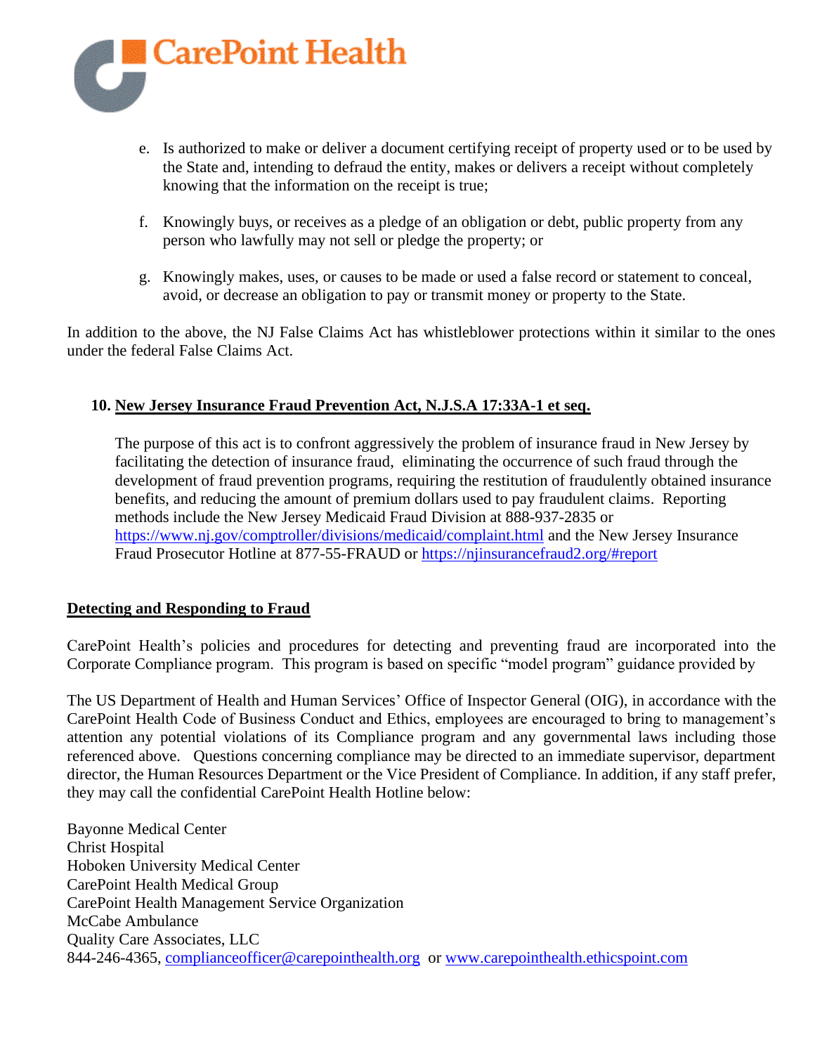e. Is authorized to make or deliver a document certifying receipt of property used or to be used by the State and, intending to defraud the entity, makes or delivers a receipt without completely knowing that the information on the receipt is true;

f. Knowingly buys, or receives as a pledge of an obligation or debt, public property from any person who lawfully may not sell or pledge the property; or

g. Knowingly makes, uses, or causes to be made or used a false record or statement to conceal, avoid, or decrease an obligation to pay or transmit money or property to the State.

In addition to the above, the NJ False Claims Act has whistleblower protections within it similar to the ones under the federal False Claims Act.

**10. New Jersey Insurance Fraud Prevention Act, N.J.S.A 17:33A-1 et seq.**

The purpose of this act is to confront aggressively the problem of insurance fraud in New Jersey by facilitating the detection of insurance fraud, eliminating the occurrence of such fraud through the development of fraud prevention programs, requiring the restitution of fraudulently obtained insurance benefits, and reducing the amount of premium dollars used to pay fraudulent claims. Reporting methods include the New Jersey Medicaid Fraud Division at 888-937-2835 or https://www.nj.gov/comptroller/divisions/medicaid/complaint.html and the New Jersey Insurance Fraud Prosecutor Hotline at 877-55-FRAUD or https://njinsurancefraud2.org/#report

**Detecting and Responding to Fraud**

CarePoint Health's policies and procedures for detecting and preventing fraud are incorporated into the Corporate Compliance program. This program is based on specific "model program" guidance provided by

The US Department of Health and Human Services' Office of Inspector General (OIG), in accordance with the CarePoint Health Code of Business Conduct and Ethics, employees are encouraged to bring to management's attention any potential violations of its Compliance program and any governmental laws including those referenced above. Questions concerning compliance may be directed to an immediate supervisor, department director, the Human Resources Department or the Vice President of Compliance. In addition, if any staff prefer, they may call the confidential CarePoint Health Hotline below:

Bayonne Medical Center
Christ Hospital
Hoboken University Medical Center
CarePoint Health Medical Group
CarePoint Health Management Service Organization
McCabe Ambulance
Quality Care Associates, LLC
844-246-4365, complianceofficer@carepointhealth.org or www.carepointhealth.ethicspoint.com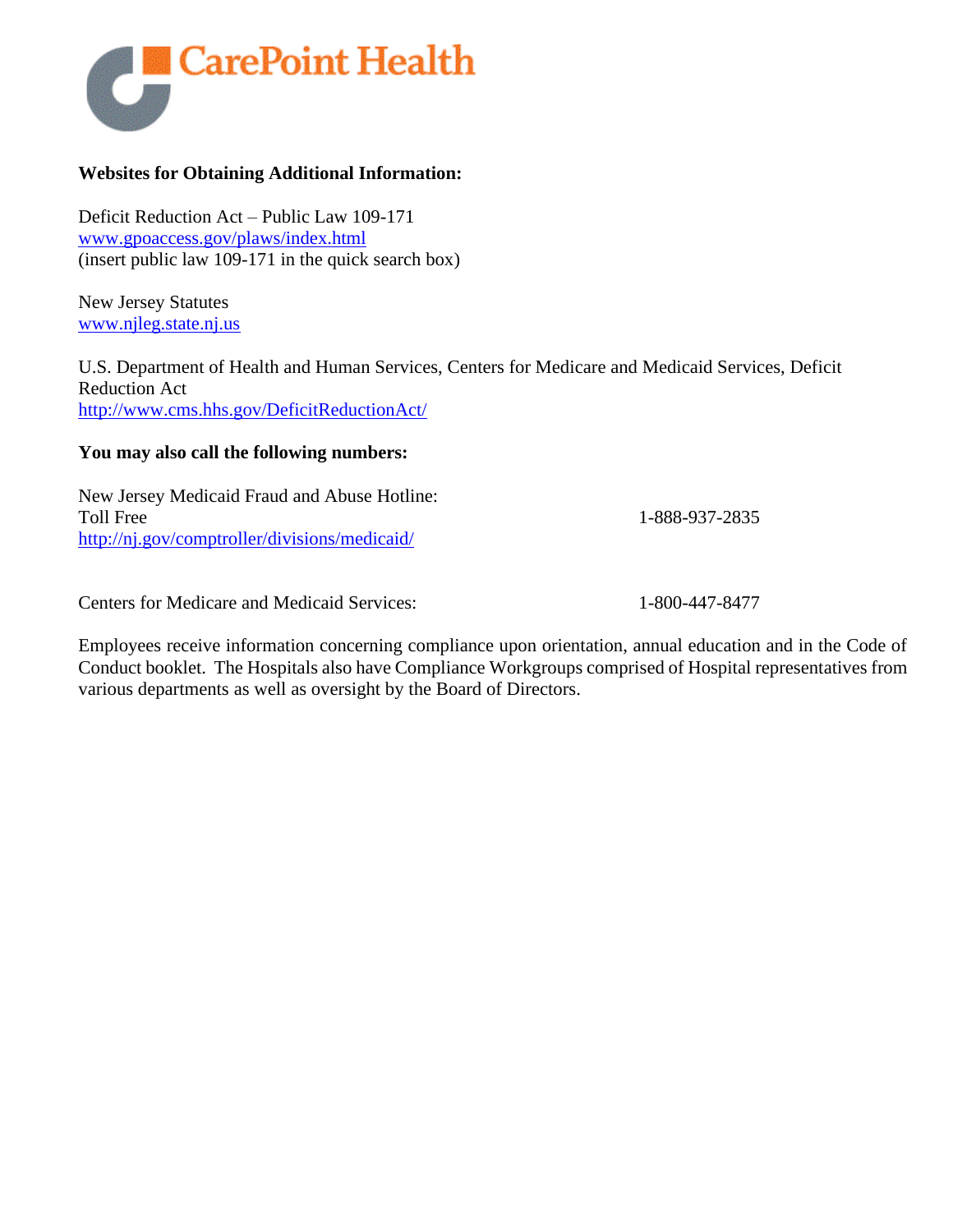CarePoint Health

**Websites for Obtaining Additional Information:**

Deficit Reduction Act – Public Law 109-171
www.gpoaccess.gov/plaws/index.html
(insert public law 109-171 in the quick search box)

New Jersey Statutes
www.njleg.state.nj.us

U.S. Department of Health and Human Services, Centers for Medicare and Medicaid Services, Deficit Reduction Act
http://www.cms.hhs.gov/DeficitReductionAct/

**You may also call the following numbers:**

New Jersey Medicaid Fraud and Abuse Hotline:
Toll Free 1-888-937-2835
http://nj.gov/comptroller/divisions/medicaid/

Centers for Medicare and Medicaid Services: 1-800-447-8477

Employees receive information concerning compliance upon orientation, annual education and in the Code of Conduct booklet. The Hospitals also have Compliance Workgroups comprised of Hospital representatives from various departments as well as oversight by the Board of Directors.